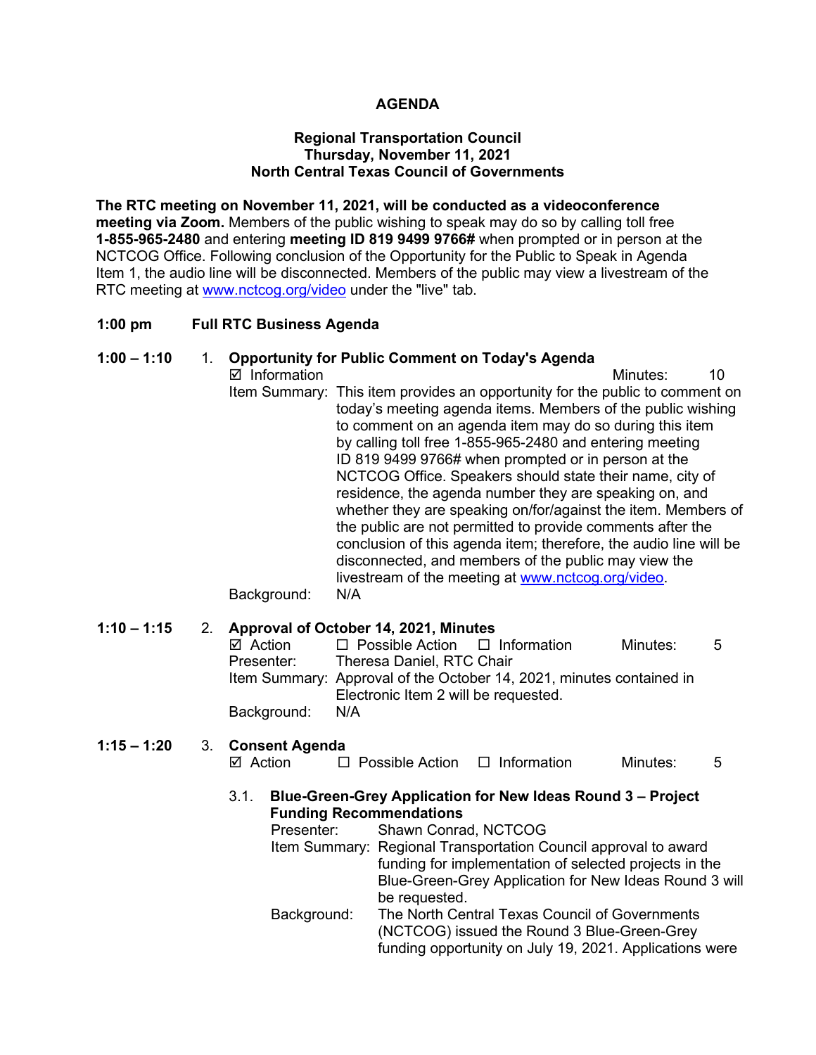# AGENDA

**Regional Transportation Council**
**Thursday, November 11, 2021**
**North Central Texas Council of Governments**

**The RTC meeting on November 11, 2021, will be conducted as a videoconference meeting via Zoom.** Members of the public wishing to speak may do so by calling toll free **1-855-965-2480** and entering **meeting ID 819 9499 9766#** when prompted or in person at the NCTCOG Office. Following conclusion of the Opportunity for the Public to Speak in Agenda Item 1, the audio line will be disconnected. Members of the public may view a livestream of the RTC meeting at www.nctcog.org/video under the "live" tab.

**1:00 pm Full RTC Business Agenda**

**1:00 – 1:10** 1. **Opportunity for Public Comment on Today's Agenda**

☑ Information Minutes: 10

Item Summary: This item provides an opportunity for the public to comment on today's meeting agenda items. Members of the public wishing to comment on an agenda item may do so during this item by calling toll free 1-855-965-2480 and entering meeting ID 819 9499 9766# when prompted or in person at the NCTCOG Office. Speakers should state their name, city of residence, the agenda number they are speaking on, and whether they are speaking on/for/against the item. Members of the public are not permitted to provide comments after the conclusion of this agenda item; therefore, the audio line will be disconnected, and members of the public may view the livestream of the meeting at www.nctcog.org/video.

Background: N/A

**1:10 – 1:15** 2. **Approval of October 14, 2021, Minutes**

☑ Action ☐ Possible Action ☐ Information Minutes: 5

Presenter: Theresa Daniel, RTC Chair

Item Summary: Approval of the October 14, 2021, minutes contained in Electronic Item 2 will be requested.

Background: N/A

**1:15 – 1:20** 3. **Consent Agenda**

☑ Action ☐ Possible Action ☐ Information Minutes: 5

3.1. **Blue-Green-Grey Application for New Ideas Round 3 – Project Funding Recommendations**

Presenter: Shawn Conrad, NCTCOG

Item Summary: Regional Transportation Council approval to award funding for implementation of selected projects in the Blue-Green-Grey Application for New Ideas Round 3 will be requested.

Background: The North Central Texas Council of Governments (NCTCOG) issued the Round 3 Blue-Green-Grey funding opportunity on July 19, 2021. Applications were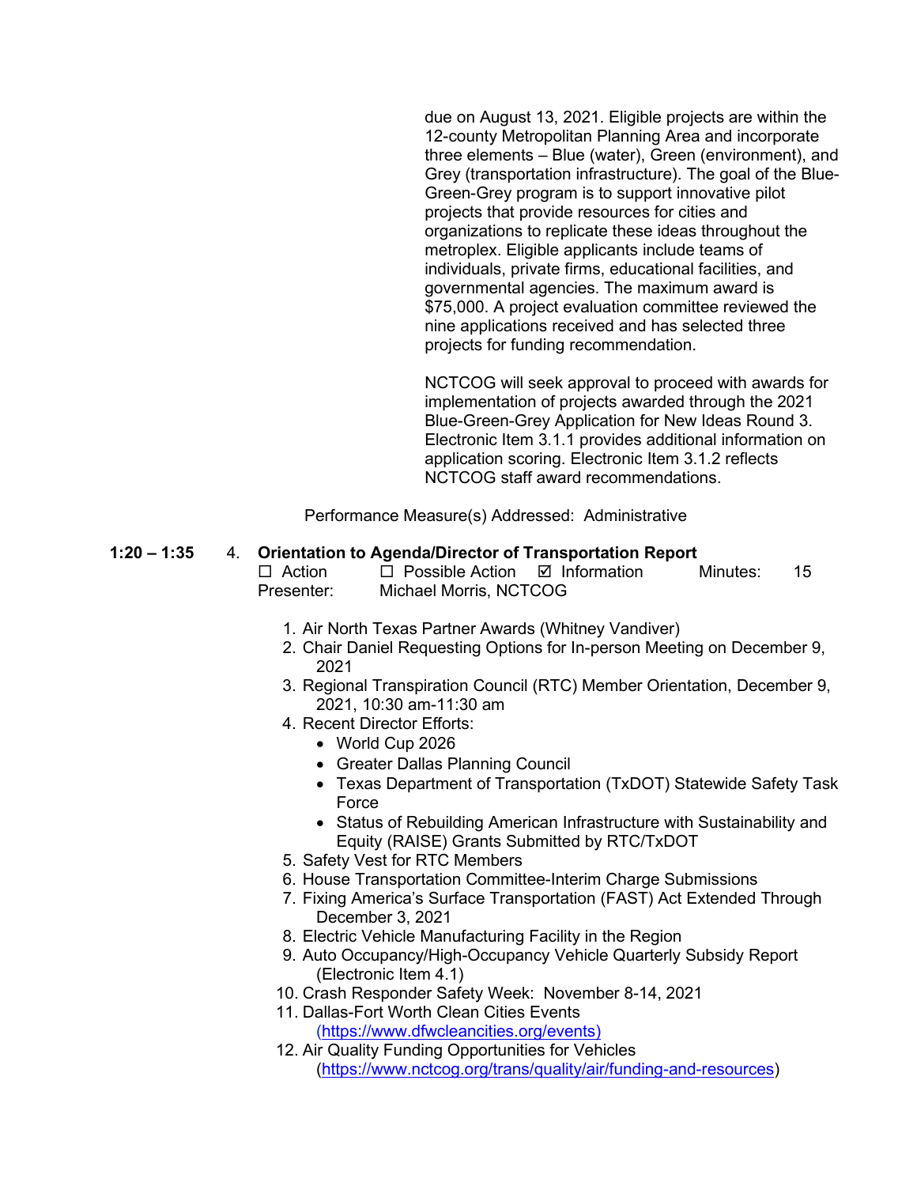due on August 13, 2021. Eligible projects are within the 12-county Metropolitan Planning Area and incorporate three elements – Blue (water), Green (environment), and Grey (transportation infrastructure). The goal of the Blue-Green-Grey program is to support innovative pilot projects that provide resources for cities and organizations to replicate these ideas throughout the metroplex. Eligible applicants include teams of individuals, private firms, educational facilities, and governmental agencies. The maximum award is $75,000. A project evaluation committee reviewed the nine applications received and has selected three projects for funding recommendation.

NCTCOG will seek approval to proceed with awards for implementation of projects awarded through the 2021 Blue-Green-Grey Application for New Ideas Round 3. Electronic Item 3.1.1 provides additional information on application scoring. Electronic Item 3.1.2 reflects NCTCOG staff award recommendations.

Performance Measure(s) Addressed: Administrative

**1:20 – 1:35** 4. **Orientation to Agenda/Director of Transportation Report**

☐ Action ☐ Possible Action ☑ Information Minutes: 15

Presenter: Michael Morris, NCTCOG

1. Air North Texas Partner Awards (Whitney Vandiver)
2. Chair Daniel Requesting Options for In-person Meeting on December 9, 2021
3. Regional Transpiration Council (RTC) Member Orientation, December 9, 2021, 10:30 am-11:30 am
4. Recent Director Efforts:
   - World Cup 2026
   - Greater Dallas Planning Council
   - Texas Department of Transportation (TxDOT) Statewide Safety Task Force
   - Status of Rebuilding American Infrastructure with Sustainability and Equity (RAISE) Grants Submitted by RTC/TxDOT
5. Safety Vest for RTC Members
6. House Transportation Committee-Interim Charge Submissions
7. Fixing America's Surface Transportation (FAST) Act Extended Through December 3, 2021
8. Electric Vehicle Manufacturing Facility in the Region
9. Auto Occupancy/High-Occupancy Vehicle Quarterly Subsidy Report (Electronic Item 4.1)
10. Crash Responder Safety Week: November 8-14, 2021
11. Dallas-Fort Worth Clean Cities Events (https://www.dfwcleancities.org/events)
12. Air Quality Funding Opportunities for Vehicles (https://www.nctcog.org/trans/quality/air/funding-and-resources)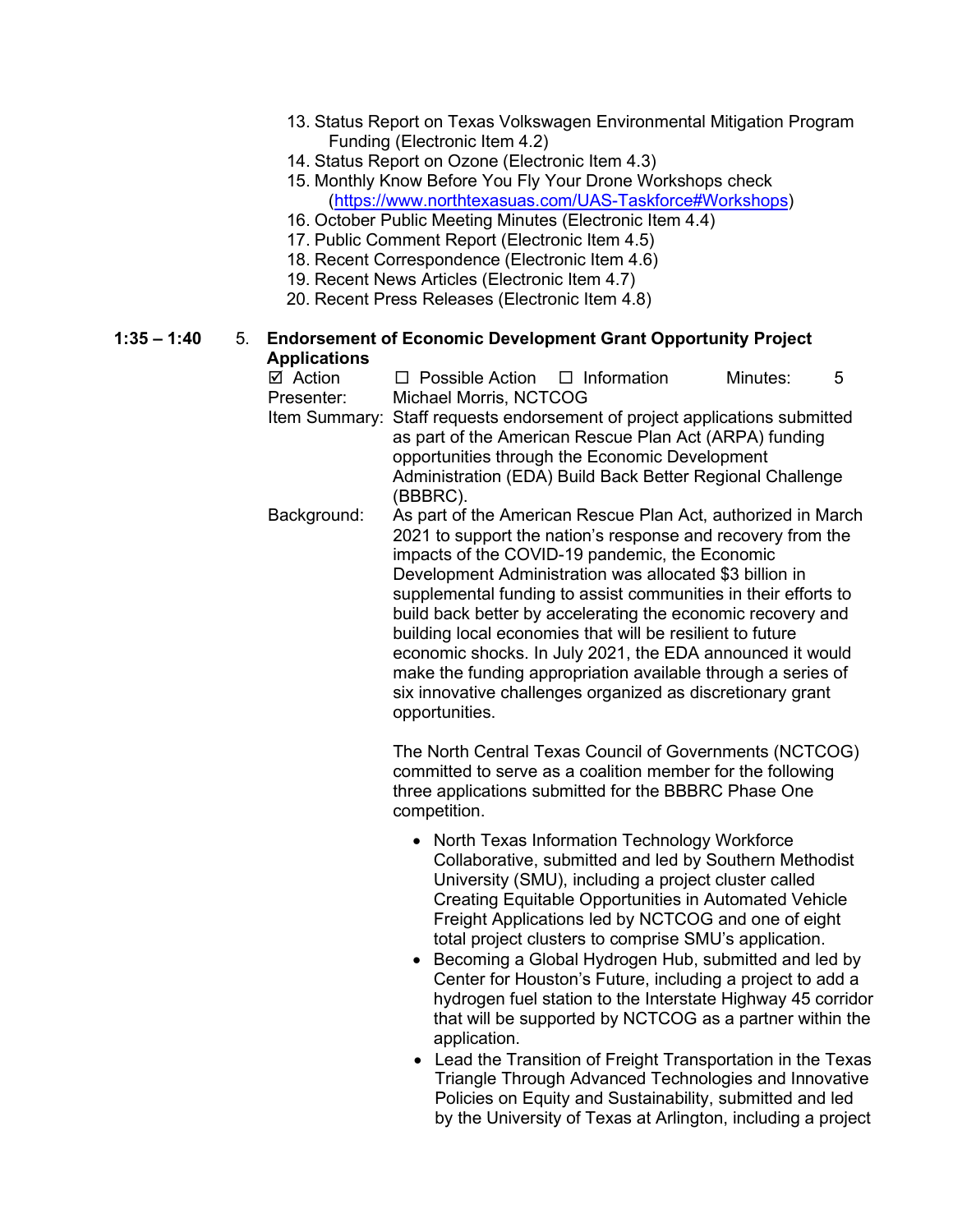13. Status Report on Texas Volkswagen Environmental Mitigation Program Funding (Electronic Item 4.2)
14. Status Report on Ozone (Electronic Item 4.3)
15. Monthly Know Before You Fly Your Drone Workshops check (https://www.northtexasuas.com/UAS-Taskforce#Workshops)
16. October Public Meeting Minutes (Electronic Item 4.4)
17. Public Comment Report (Electronic Item 4.5)
18. Recent Correspondence (Electronic Item 4.6)
19. Recent News Articles (Electronic Item 4.7)
20. Recent Press Releases (Electronic Item 4.8)

**1:35 – 1:40** 5. **Endorsement of Economic Development Grant Opportunity Project Applications**

☑ Action ☐ Possible Action ☐ Information Minutes: 5

Presenter: Michael Morris, NCTCOG

Item Summary: Staff requests endorsement of project applications submitted as part of the American Rescue Plan Act (ARPA) funding opportunities through the Economic Development Administration (EDA) Build Back Better Regional Challenge (BBBRC).

Background: As part of the American Rescue Plan Act, authorized in March 2021 to support the nation's response and recovery from the impacts of the COVID-19 pandemic, the Economic Development Administration was allocated $3 billion in supplemental funding to assist communities in their efforts to build back better by accelerating the economic recovery and building local economies that will be resilient to future economic shocks. In July 2021, the EDA announced it would make the funding appropriation available through a series of six innovative challenges organized as discretionary grant opportunities.

The North Central Texas Council of Governments (NCTCOG) committed to serve as a coalition member for the following three applications submitted for the BBBRC Phase One competition.

- North Texas Information Technology Workforce Collaborative, submitted and led by Southern Methodist University (SMU), including a project cluster called Creating Equitable Opportunities in Automated Vehicle Freight Applications led by NCTCOG and one of eight total project clusters to comprise SMU's application.
- Becoming a Global Hydrogen Hub, submitted and led by Center for Houston's Future, including a project to add a hydrogen fuel station to the Interstate Highway 45 corridor that will be supported by NCTCOG as a partner within the application.
- Lead the Transition of Freight Transportation in the Texas Triangle Through Advanced Technologies and Innovative Policies on Equity and Sustainability, submitted and led by the University of Texas at Arlington, including a project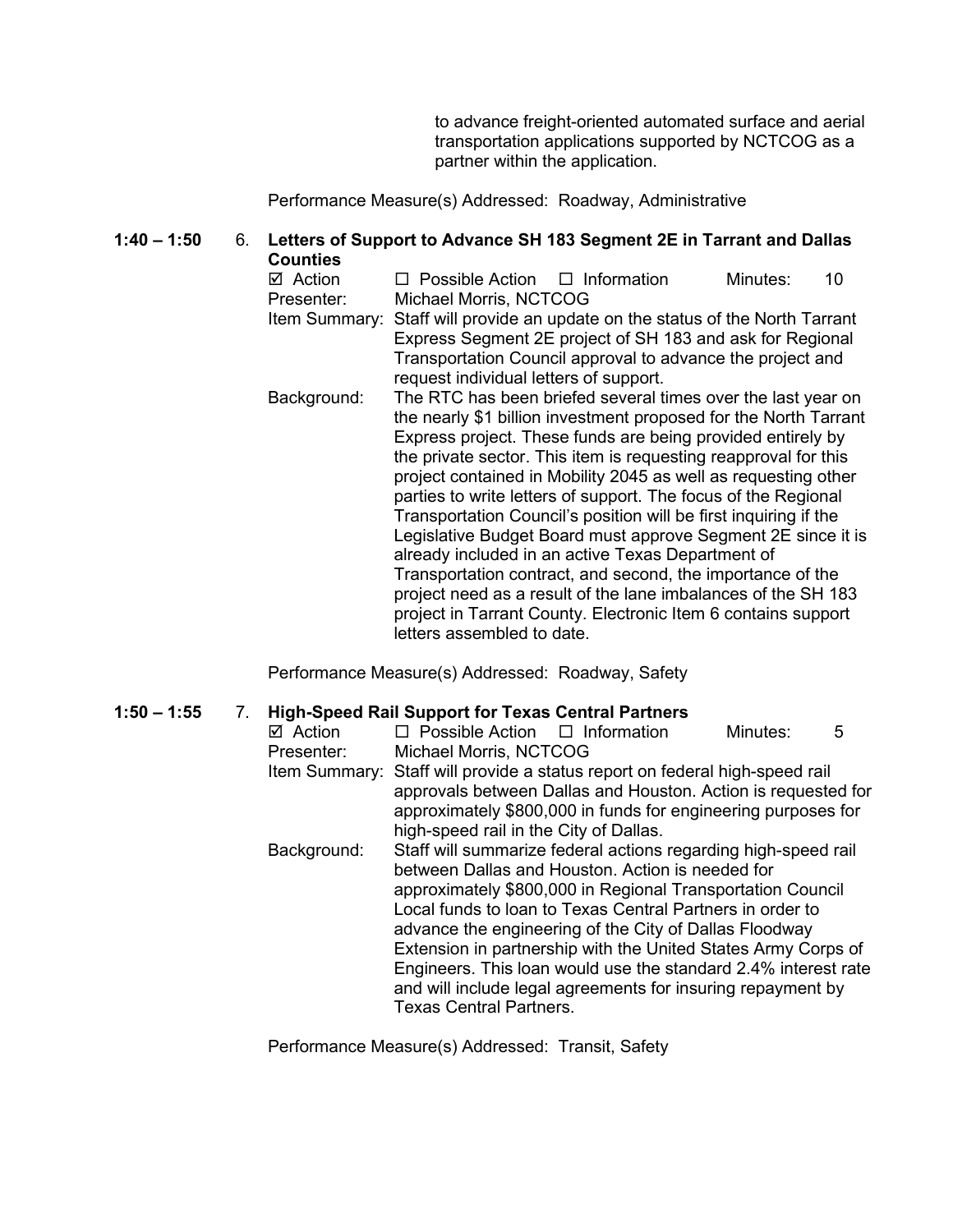to advance freight-oriented automated surface and aerial transportation applications supported by NCTCOG as a partner within the application.

Performance Measure(s) Addressed: Roadway, Administrative

**1:40 – 1:50** 6. **Letters of Support to Advance SH 183 Segment 2E in Tarrant and Dallas Counties**

☑ Action ☐ Possible Action ☐ Information Minutes: 10

Presenter: Michael Morris, NCTCOG

Item Summary: Staff will provide an update on the status of the North Tarrant Express Segment 2E project of SH 183 and ask for Regional Transportation Council approval to advance the project and request individual letters of support.

Background: The RTC has been briefed several times over the last year on the nearly $1 billion investment proposed for the North Tarrant Express project. These funds are being provided entirely by the private sector. This item is requesting reapproval for this project contained in Mobility 2045 as well as requesting other parties to write letters of support. The focus of the Regional Transportation Council's position will be first inquiring if the Legislative Budget Board must approve Segment 2E since it is already included in an active Texas Department of Transportation contract, and second, the importance of the project need as a result of the lane imbalances of the SH 183 project in Tarrant County. Electronic Item 6 contains support letters assembled to date.

Performance Measure(s) Addressed: Roadway, Safety

**1:50 – 1:55** 7. **High-Speed Rail Support for Texas Central Partners**

☑ Action ☐ Possible Action ☐ Information Minutes: 5

Presenter: Michael Morris, NCTCOG

Item Summary: Staff will provide a status report on federal high-speed rail approvals between Dallas and Houston. Action is requested for approximately $800,000 in funds for engineering purposes for high-speed rail in the City of Dallas.

Background: Staff will summarize federal actions regarding high-speed rail between Dallas and Houston. Action is needed for approximately $800,000 in Regional Transportation Council Local funds to loan to Texas Central Partners in order to advance the engineering of the City of Dallas Floodway Extension in partnership with the United States Army Corps of Engineers. This loan would use the standard 2.4% interest rate and will include legal agreements for insuring repayment by Texas Central Partners.

Performance Measure(s) Addressed: Transit, Safety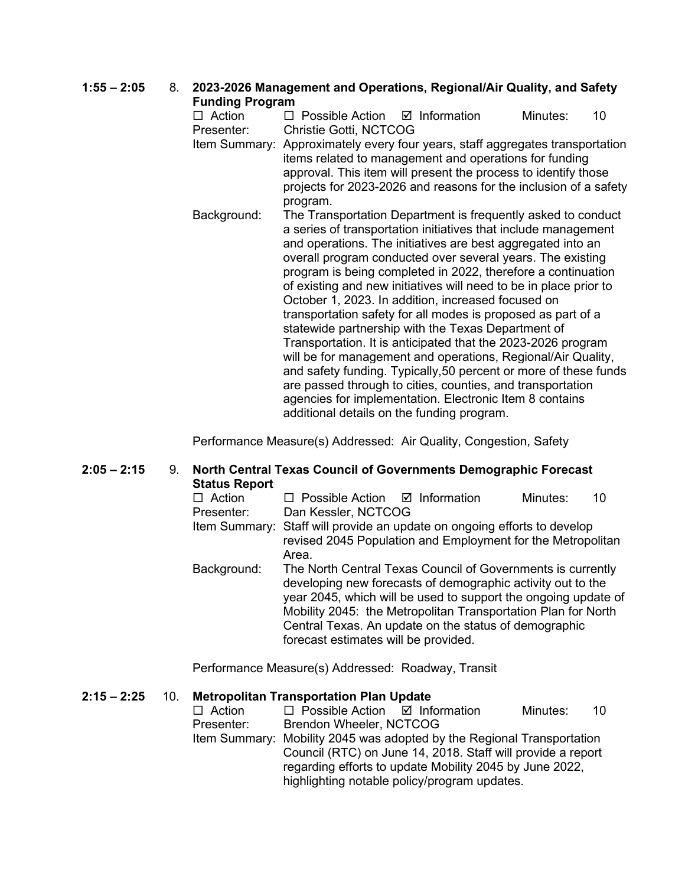**1:55 – 2:05** 8. **2023-2026 Management and Operations, Regional/Air Quality, and Safety Funding Program**

☐ Action ☐ Possible Action ☑ Information Minutes: 10

Presenter: Christie Gotti, NCTCOG

Item Summary: Approximately every four years, staff aggregates transportation items related to management and operations for funding approval. This item will present the process to identify those projects for 2023-2026 and reasons for the inclusion of a safety program.

Background: The Transportation Department is frequently asked to conduct a series of transportation initiatives that include management and operations. The initiatives are best aggregated into an overall program conducted over several years. The existing program is being completed in 2022, therefore a continuation of existing and new initiatives will need to be in place prior to October 1, 2023. In addition, increased focused on transportation safety for all modes is proposed as part of a statewide partnership with the Texas Department of Transportation. It is anticipated that the 2023-2026 program will be for management and operations, Regional/Air Quality, and safety funding. Typically,50 percent or more of these funds are passed through to cities, counties, and transportation agencies for implementation. Electronic Item 8 contains additional details on the funding program.

Performance Measure(s) Addressed: Air Quality, Congestion, Safety

**2:05 – 2:15** 9. **North Central Texas Council of Governments Demographic Forecast Status Report**

☐ Action ☐ Possible Action ☑ Information Minutes: 10

Presenter: Dan Kessler, NCTCOG

Item Summary: Staff will provide an update on ongoing efforts to develop revised 2045 Population and Employment for the Metropolitan Area.

Background: The North Central Texas Council of Governments is currently developing new forecasts of demographic activity out to the year 2045, which will be used to support the ongoing update of Mobility 2045: the Metropolitan Transportation Plan for North Central Texas. An update on the status of demographic forecast estimates will be provided.

Performance Measure(s) Addressed: Roadway, Transit

**2:15 – 2:25** 10. **Metropolitan Transportation Plan Update**

☐ Action ☐ Possible Action ☑ Information Minutes: 10

Presenter: Brendon Wheeler, NCTCOG

Item Summary: Mobility 2045 was adopted by the Regional Transportation Council (RTC) on June 14, 2018. Staff will provide a report regarding efforts to update Mobility 2045 by June 2022, highlighting notable policy/program updates.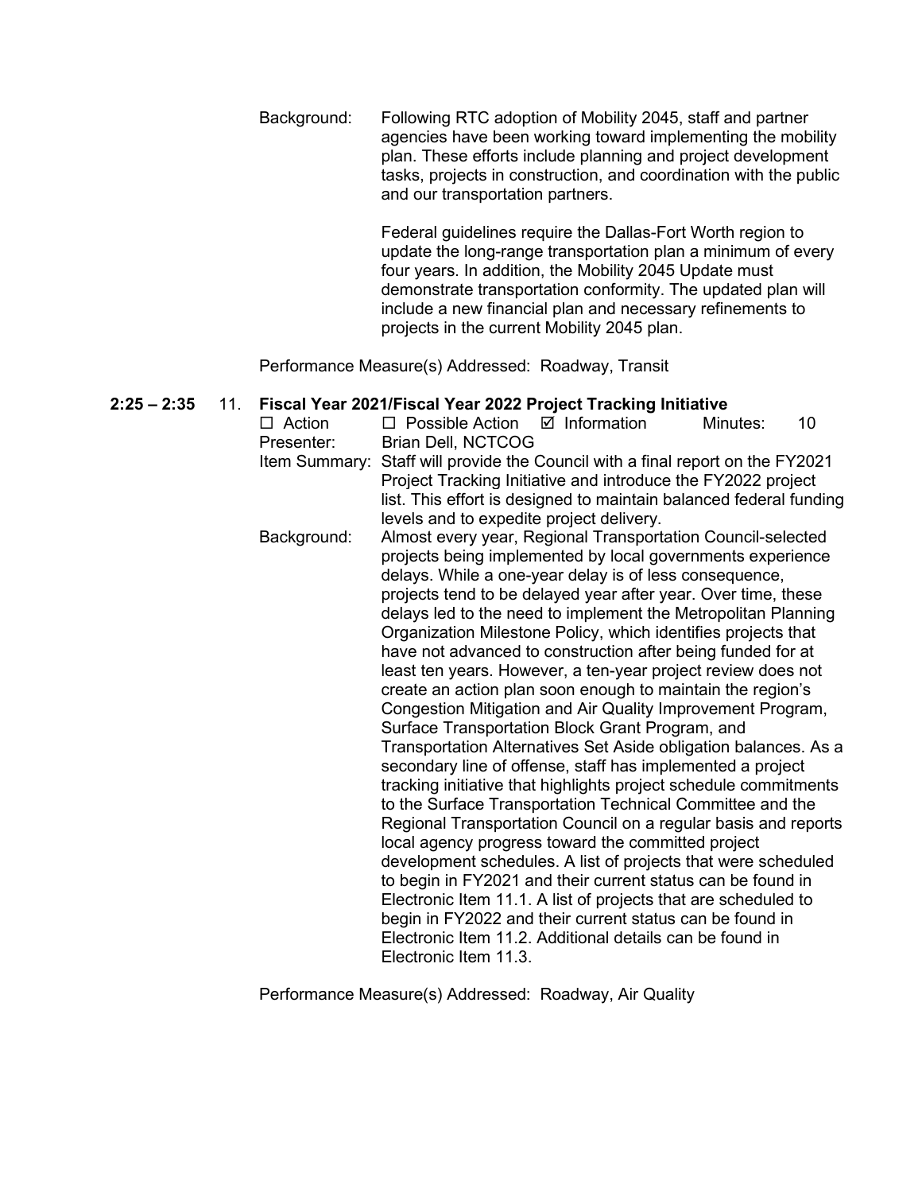Background: Following RTC adoption of Mobility 2045, staff and partner agencies have been working toward implementing the mobility plan. These efforts include planning and project development tasks, projects in construction, and coordination with the public and our transportation partners.

Federal guidelines require the Dallas-Fort Worth region to update the long-range transportation plan a minimum of every four years. In addition, the Mobility 2045 Update must demonstrate transportation conformity. The updated plan will include a new financial plan and necessary refinements to projects in the current Mobility 2045 plan.

Performance Measure(s) Addressed: Roadway, Transit

**2:25 – 2:35** 11. **Fiscal Year 2021/Fiscal Year 2022 Project Tracking Initiative**

☐ Action ☐ Possible Action ☑ Information Minutes: 10

Presenter: Brian Dell, NCTCOG

Item Summary: Staff will provide the Council with a final report on the FY2021 Project Tracking Initiative and introduce the FY2022 project list. This effort is designed to maintain balanced federal funding levels and to expedite project delivery.

Background: Almost every year, Regional Transportation Council-selected projects being implemented by local governments experience delays. While a one-year delay is of less consequence, projects tend to be delayed year after year. Over time, these delays led to the need to implement the Metropolitan Planning Organization Milestone Policy, which identifies projects that have not advanced to construction after being funded for at least ten years. However, a ten-year project review does not create an action plan soon enough to maintain the region's Congestion Mitigation and Air Quality Improvement Program, Surface Transportation Block Grant Program, and Transportation Alternatives Set Aside obligation balances. As a secondary line of offense, staff has implemented a project tracking initiative that highlights project schedule commitments to the Surface Transportation Technical Committee and the Regional Transportation Council on a regular basis and reports local agency progress toward the committed project development schedules. A list of projects that were scheduled to begin in FY2021 and their current status can be found in Electronic Item 11.1. A list of projects that are scheduled to begin in FY2022 and their current status can be found in Electronic Item 11.2. Additional details can be found in Electronic Item 11.3.

Performance Measure(s) Addressed: Roadway, Air Quality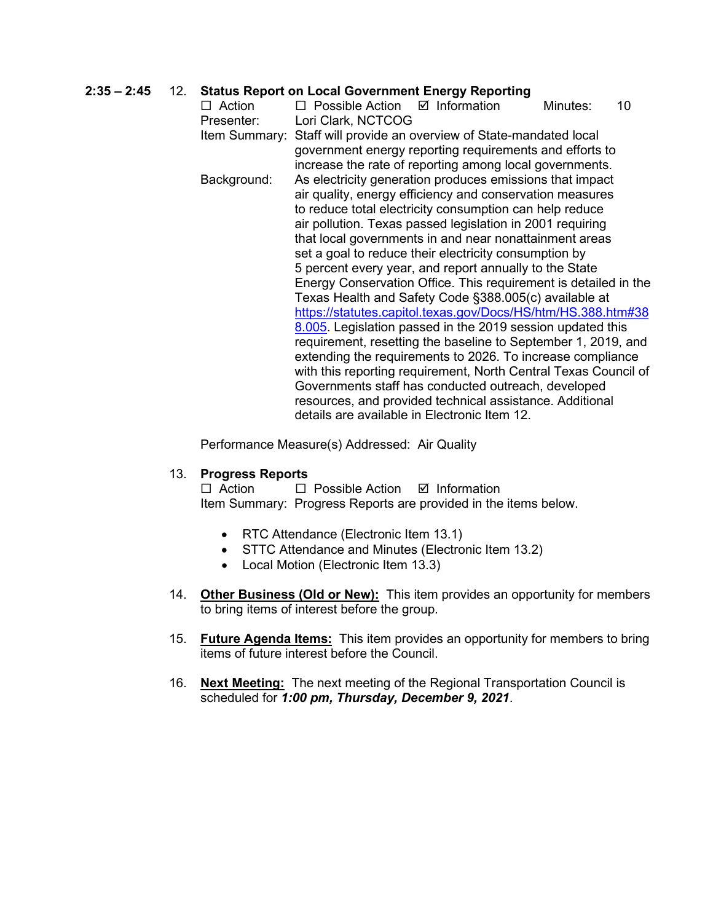**2:35 – 2:45** 12. **Status Report on Local Government Energy Reporting**

☐ Action ☐ Possible Action ☑ Information Minutes: 10

Presenter: Lori Clark, NCTCOG

Item Summary: Staff will provide an overview of State-mandated local government energy reporting requirements and efforts to increase the rate of reporting among local governments.

Background: As electricity generation produces emissions that impact air quality, energy efficiency and conservation measures to reduce total electricity consumption can help reduce air pollution. Texas passed legislation in 2001 requiring that local governments in and near nonattainment areas set a goal to reduce their electricity consumption by 5 percent every year, and report annually to the State Energy Conservation Office. This requirement is detailed in the Texas Health and Safety Code §388.005(c) available at https://statutes.capitol.texas.gov/Docs/HS/htm/HS.388.htm#388.005. Legislation passed in the 2019 session updated this requirement, resetting the baseline to September 1, 2019, and extending the requirements to 2026. To increase compliance with this reporting requirement, North Central Texas Council of Governments staff has conducted outreach, developed resources, and provided technical assistance. Additional details are available in Electronic Item 12.

Performance Measure(s) Addressed: Air Quality

13. **Progress Reports**

☐ Action ☐ Possible Action ☑ Information

Item Summary: Progress Reports are provided in the items below.

- RTC Attendance (Electronic Item 13.1)
- STTC Attendance and Minutes (Electronic Item 13.2)
- Local Motion (Electronic Item 13.3)

14. **Other Business (Old or New):** This item provides an opportunity for members to bring items of interest before the group.

15. **Future Agenda Items:** This item provides an opportunity for members to bring items of future interest before the Council.

16. **Next Meeting:** The next meeting of the Regional Transportation Council is scheduled for ***1:00 pm, Thursday, December 9, 2021***.